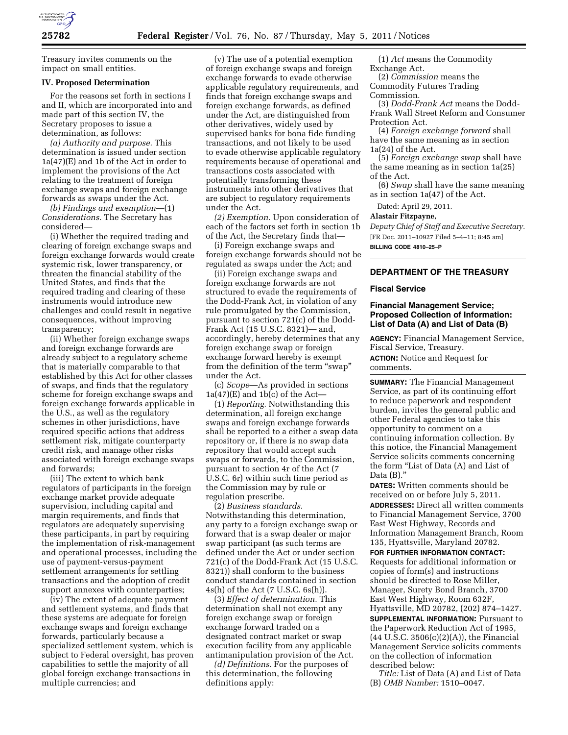Treasury invites comments on the impact on small entities.

### IV. Proposed Determination

For the reasons set forth in sections I and II, which are incorporated into and made part of this section IV, the Secretary proposes to issue a determination, as follows:

*(a) Authority and purpose.* This determination is issued under section 1a(47)(E) and 1b of the Act in order to implement the provisions of the Act relating to the treatment of foreign exchange swaps and foreign exchange forwards as swaps under the Act.

*(b) Findings and exemption*—(1) *Considerations.* The Secretary has considered—

(i) Whether the required trading and clearing of foreign exchange swaps and foreign exchange forwards would create systemic risk, lower transparency, or threaten the financial stability of the United States, and finds that the required trading and clearing of these instruments would introduce new challenges and could result in negative consequences, without improving transparency;

(ii) Whether foreign exchange swaps and foreign exchange forwards are already subject to a regulatory scheme that is materially comparable to that established by this Act for other classes of swaps, and finds that the regulatory scheme for foreign exchange swaps and foreign exchange forwards applicable in the U.S., as well as the regulatory schemes in other jurisdictions, have required specific actions that address settlement risk, mitigate counterparty credit risk, and manage other risks associated with foreign exchange swaps and forwards;

(iii) The extent to which bank regulators of participants in the foreign exchange market provide adequate supervision, including capital and margin requirements, and finds that regulators are adequately supervising these participants, in part by requiring the implementation of risk-management and operational processes, including the use of payment-versus-payment settlement arrangements for settling transactions and the adoption of credit support annexes with counterparties;

(iv) The extent of adequate payment and settlement systems, and finds that these systems are adequate for foreign exchange swaps and foreign exchange forwards, particularly because a specialized settlement system, which is subject to Federal oversight, has proven capabilities to settle the majority of all global foreign exchange transactions in multiple currencies; and

(v) The use of a potential exemption of foreign exchange swaps and foreign exchange forwards to evade otherwise applicable regulatory requirements, and finds that foreign exchange swaps and foreign exchange forwards, as defined under the Act, are distinguished from other derivatives, widely used by supervised banks for bona fide funding transactions, and not likely to be used to evade otherwise applicable regulatory requirements because of operational and transactions costs associated with potentially transforming these instruments into other derivatives that are subject to regulatory requirements under the Act.

*(2) Exemption.* Upon consideration of each of the factors set forth in section 1b of the Act, the Secretary finds that—

(i) Foreign exchange swaps and foreign exchange forwards should not be regulated as swaps under the Act; and

(ii) Foreign exchange swaps and foreign exchange forwards are not structured to evade the requirements of the Dodd-Frank Act, in violation of any rule promulgated by the Commission, pursuant to section 721(c) of the Dodd-Frank Act (15 U.S.C. 8321)— and, accordingly, hereby determines that any foreign exchange swap or foreign exchange forward hereby is exempt from the definition of the term "swap" under the Act.

(c) *Scope*—As provided in sections 1a(47)(E) and 1b(c) of the Act—

(1) *Reporting.* Notwithstanding this determination, all foreign exchange swaps and foreign exchange forwards shall be reported to a either a swap data repository or, if there is no swap data repository that would accept such swaps or forwards, to the Commission, pursuant to section 4r of the Act (7 U.S.C. 6r) within such time period as the Commission may by rule or regulation prescribe.

(2) *Business standards.* Notwithstanding this determination, any party to a foreign exchange swap or forward that is a swap dealer or major swap participant (as such terms are defined under the Act or under section 721(c) of the Dodd-Frank Act (15 U.S.C. 8321)) shall conform to the business conduct standards contained in section 4s(h) of the Act (7 U.S.C. 6s(h)).

(3) *Effect of determination.* This determination shall not exempt any foreign exchange swap or foreign exchange forward traded on a designated contract market or swap execution facility from any applicable antimanipulation provision of the Act.

*(d) Definitions.* For the purposes of this determination, the following definitions apply:

(1) *Act* means the Commodity Exchange Act.

(2) *Commission* means the Commodity Futures Trading Commission.

(3) *Dodd-Frank Act* means the Dodd-Frank Wall Street Reform and Consumer Protection Act.

(4) *Foreign exchange forward* shall have the same meaning as in section 1a(24) of the Act.

(5) *Foreign exchange swap* shall have the same meaning as in section 1a(25) of the Act.

(6) *Swap* shall have the same meaning as in section 1a(47) of the Act.

Dated: April 29, 2011.

**Alastair Fitzpayne,**

*Deputy Chief of Staff and Executive Secretary.*

[FR Doc. 2011–10927 Filed 5–4–11; 8:45 am]

**BILLING CODE 4810–25–P**

---

## DEPARTMENT OF THE TREASURY

### Fiscal Service

### Financial Management Service; Proposed Collection of Information: List of Data (A) and List of Data (B)

**AGENCY:** Financial Management Service, Fiscal Service, Treasury.

**ACTION:** Notice and Request for comments.

**SUMMARY:** The Financial Management Service, as part of its continuing effort to reduce paperwork and respondent burden, invites the general public and other Federal agencies to take this opportunity to comment on a continuing information collection. By this notice, the Financial Management Service solicits comments concerning the form "List of Data (A) and List of Data (B)."

**DATES:** Written comments should be received on or before July 5, 2011.

**ADDRESSES:** Direct all written comments to Financial Management Service, 3700 East West Highway, Records and Information Management Branch, Room 135, Hyattsville, Maryland 20782.

**FOR FURTHER INFORMATION CONTACT:** Requests for additional information or copies of form(s) and instructions should be directed to Rose Miller, Manager, Surety Bond Branch, 3700 East West Highway, Room 632F, Hyattsville, MD 20782, (202) 874–1427.

**SUPPLEMENTAL INFORMATION:** Pursuant to the Paperwork Reduction Act of 1995, (44 U.S.C. 3506(c)(2)(A)), the Financial Management Service solicits comments on the collection of information described below:

*Title:* List of Data (A) and List of Data (B) *OMB Number:* 1510–0047.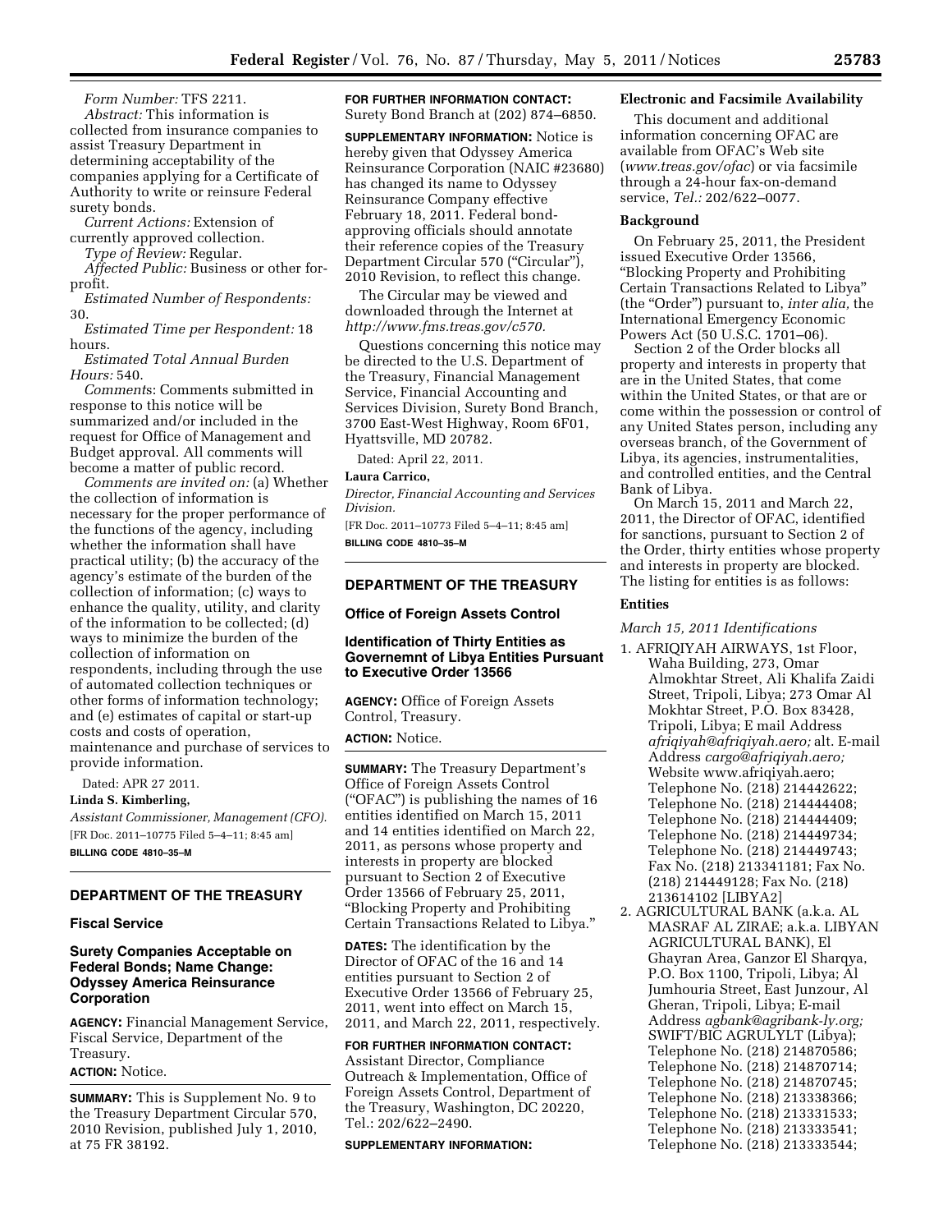*Form Number:* TFS 2211.

*Abstract:* This information is collected from insurance companies to assist Treasury Department in determining acceptability of the companies applying for a Certificate of Authority to write or reinsure Federal surety bonds.

*Current Actions:* Extension of currently approved collection.

*Type of Review:* Regular.

*Affected Public:* Business or other for-profit.

*Estimated Number of Respondents:* 30.

*Estimated Time per Respondent:* 18 hours.

*Estimated Total Annual Burden Hours:* 540.

*Comments*: Comments submitted in response to this notice will be summarized and/or included in the request for Office of Management and Budget approval. All comments will become a matter of public record.

*Comments are invited on:* (a) Whether the collection of information is necessary for the proper performance of the functions of the agency, including whether the information shall have practical utility; (b) the accuracy of the agency's estimate of the burden of the collection of information; (c) ways to enhance the quality, utility, and clarity of the information to be collected; (d) ways to minimize the burden of the collection of information on respondents, including through the use of automated collection techniques or other forms of information technology; and (e) estimates of capital or start-up costs and costs of operation, maintenance and purchase of services to provide information.

Dated: APR 27 2011.

**Linda S. Kimberling,**

*Assistant Commissioner, Management (CFO).*

[FR Doc. 2011–10775 Filed 5–4–11; 8:45 am]

**BILLING CODE 4810–35–M**

## DEPARTMENT OF THE TREASURY

### Fiscal Service

### Surety Companies Acceptable on Federal Bonds; Name Change: Odyssey America Reinsurance Corporation

**AGENCY:** Financial Management Service, Fiscal Service, Department of the Treasury.

**ACTION:** Notice.

**SUMMARY:** This is Supplement No. 9 to the Treasury Department Circular 570, 2010 Revision, published July 1, 2010, at 75 FR 38192.

**FOR FURTHER INFORMATION CONTACT:** Surety Bond Branch at (202) 874–6850.

**SUPPLEMENTARY INFORMATION:** Notice is hereby given that Odyssey America Reinsurance Corporation (NAIC #23680) has changed its name to Odyssey Reinsurance Company effective February 18, 2011. Federal bond-approving officials should annotate their reference copies of the Treasury Department Circular 570 ("Circular"), 2010 Revision, to reflect this change.

The Circular may be viewed and downloaded through the Internet at *http://www.fms.treas.gov/c570.*

Questions concerning this notice may be directed to the U.S. Department of the Treasury, Financial Management Service, Financial Accounting and Services Division, Surety Bond Branch, 3700 East-West Highway, Room 6F01, Hyattsville, MD 20782.

Dated: April 22, 2011.

**Laura Carrico,**

*Director, Financial Accounting and Services Division.*

[FR Doc. 2011–10773 Filed 5–4–11; 8:45 am]

**BILLING CODE 4810–35–M**

## DEPARTMENT OF THE TREASURY

### Office of Foreign Assets Control

### Identification of Thirty Entities as Governemnt of Libya Entities Pursuant to Executive Order 13566

**AGENCY:** Office of Foreign Assets Control, Treasury.

**ACTION:** Notice.

**SUMMARY:** The Treasury Department's Office of Foreign Assets Control ("OFAC") is publishing the names of 16 entities identified on March 15, 2011 and 14 entities identified on March 22, 2011, as persons whose property and interests in property are blocked pursuant to Section 2 of Executive Order 13566 of February 25, 2011, "Blocking Property and Prohibiting Certain Transactions Related to Libya."

**DATES:** The identification by the Director of OFAC of the 16 and 14 entities pursuant to Section 2 of Executive Order 13566 of February 25, 2011, went into effect on March 15, 2011, and March 22, 2011, respectively.

**FOR FURTHER INFORMATION CONTACT:** Assistant Director, Compliance Outreach & Implementation, Office of Foreign Assets Control, Department of the Treasury, Washington, DC 20220, Tel.: 202/622–2490.

**SUPPLEMENTARY INFORMATION:**

#### Electronic and Facsimile Availability

This document and additional information concerning OFAC are available from OFAC's Web site (*www.treas.gov/ofac*) or via facsimile through a 24-hour fax-on-demand service, *Tel.:* 202/622–0077.

#### Background

On February 25, 2011, the President issued Executive Order 13566, "Blocking Property and Prohibiting Certain Transactions Related to Libya" (the "Order") pursuant to, *inter alia,* the International Emergency Economic Powers Act (50 U.S.C. 1701–06).

Section 2 of the Order blocks all property and interests in property that are in the United States, that come within the United States, or that are or come within the possession or control of any United States person, including any overseas branch, of the Government of Libya, its agencies, instrumentalities, and controlled entities, and the Central Bank of Libya.

On March 15, 2011 and March 22, 2011, the Director of OFAC, identified for sanctions, pursuant to Section 2 of the Order, thirty entities whose property and interests in property are blocked. The listing for entities is as follows:

#### Entities

*March 15, 2011 Identifications*

1. AFRIQIYAH AIRWAYS, 1st Floor, Waha Building, 273, Omar Almokhtar Street, Ali Khalifa Zaidi Street, Tripoli, Libya; 273 Omar Al Mokhtar Street, P.O. Box 83428, Tripoli, Libya; E mail Address *afriqiyah@afriqiyah.aero;* alt. E-mail Address *cargo@afriqiyah.aero;* Website www.afriqiyah.aero; Telephone No. (218) 214442622; Telephone No. (218) 214444408; Telephone No. (218) 214444409; Telephone No. (218) 214449734; Telephone No. (218) 214449743; Fax No. (218) 213341181; Fax No. (218) 214449128; Fax No. (218) 213614102 [LIBYA2]
2. AGRICULTURAL BANK (a.k.a. AL MASRAF AL ZIRAE; a.k.a. LIBYAN AGRICULTURAL BANK), El Ghayran Area, Ganzor El Sharqya, P.O. Box 1100, Tripoli, Libya; Al Jumhouria Street, East Junzour, Al Gheran, Tripoli, Libya; E-mail Address *agbank@agribank-ly.org;* SWIFT/BIC AGRULYLT (Libya); Telephone No. (218) 214870586; Telephone No. (218) 214870714; Telephone No. (218) 214870745; Telephone No. (218) 213338366; Telephone No. (218) 213331533; Telephone No. (218) 213333541; Telephone No. (218) 213333544;